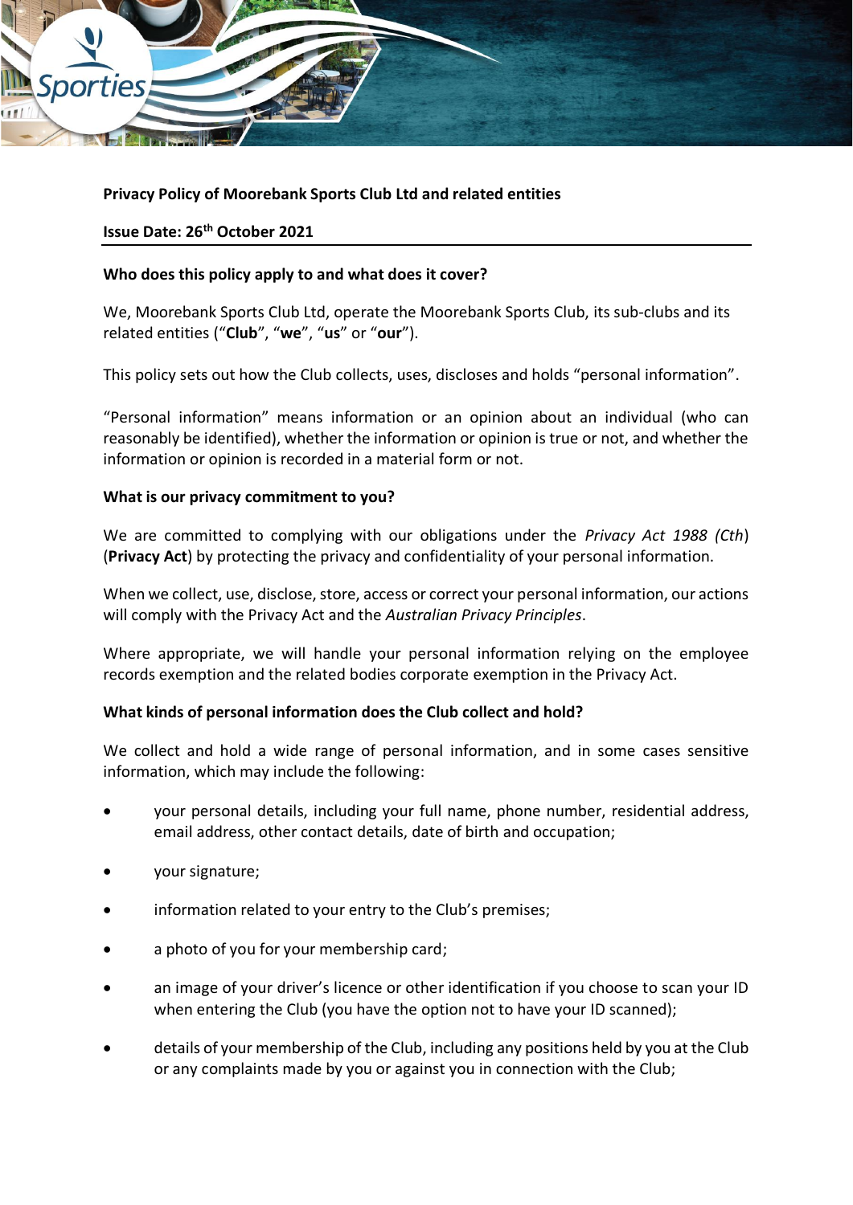**Privacy Policy of Moorebank Sports Club Ltd and related entities**

**Issue Date: 26th October 2021**

**Who does this policy apply to and what does it cover?**

We, Moorebank Sports Club Ltd, operate the Moorebank Sports Club, its sub-clubs and its related entities ("**Club**", "**we**", "**us**" or "**our**").

This policy sets out how the Club collects, uses, discloses and holds "personal information".

"Personal information" means information or an opinion about an individual (who can reasonably be identified), whether the information or opinion is true or not, and whether the information or opinion is recorded in a material form or not.

**What is our privacy commitment to you?**

We are committed to complying with our obligations under the *Privacy Act 1988 (Cth)* (**Privacy Act**) by protecting the privacy and confidentiality of your personal information.

When we collect, use, disclose, store, access or correct your personal information, our actions will comply with the Privacy Act and the *Australian Privacy Principles*.

Where appropriate, we will handle your personal information relying on the employee records exemption and the related bodies corporate exemption in the Privacy Act.

**What kinds of personal information does the Club collect and hold?**

We collect and hold a wide range of personal information, and in some cases sensitive information, which may include the following:

- your personal details, including your full name, phone number, residential address, email address, other contact details, date of birth and occupation;
- your signature;
- information related to your entry to the Club's premises;
- a photo of you for your membership card;
- an image of your driver's licence or other identification if you choose to scan your ID when entering the Club (you have the option not to have your ID scanned);
- details of your membership of the Club, including any positions held by you at the Club or any complaints made by you or against you in connection with the Club;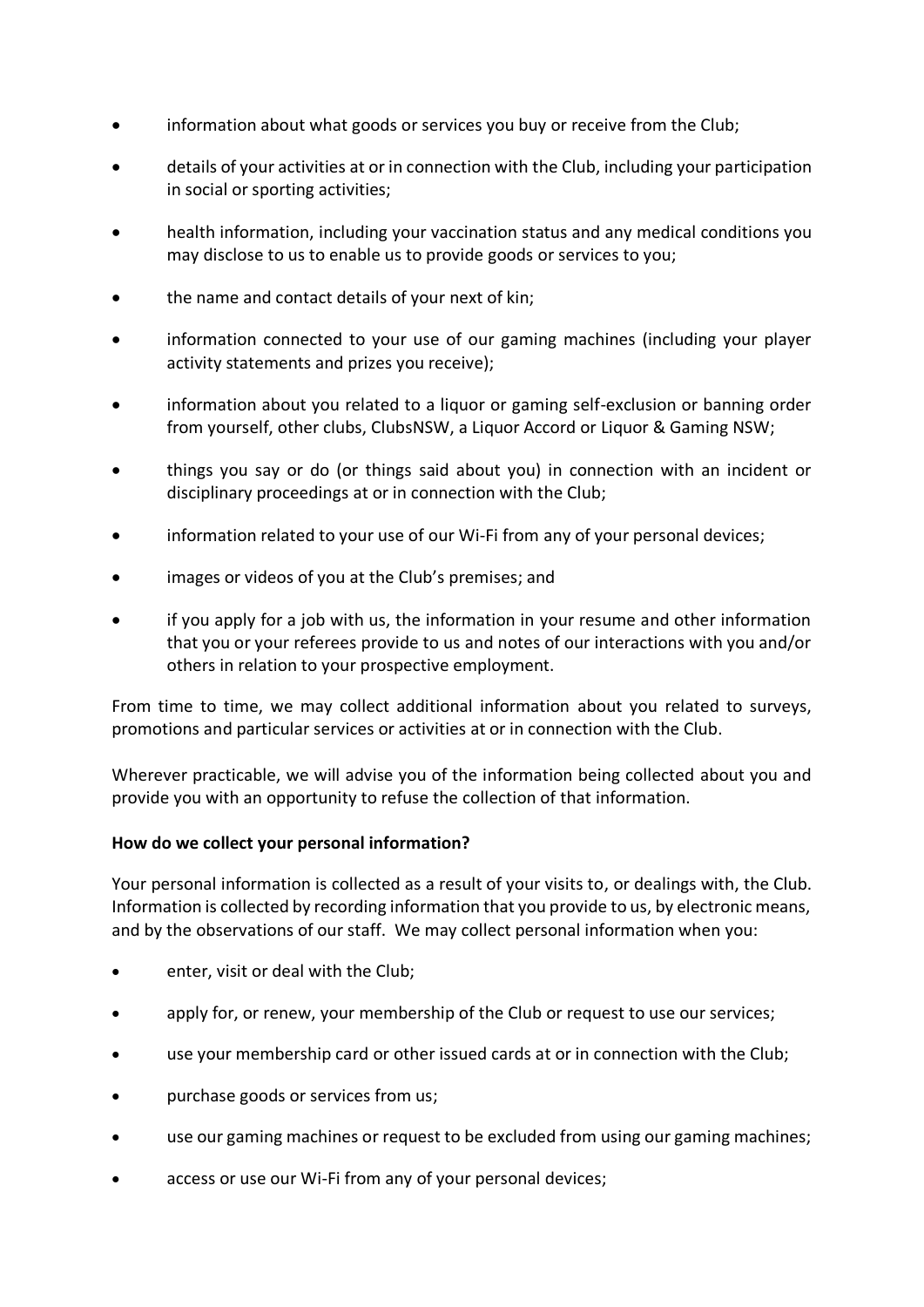- information about what goods or services you buy or receive from the Club;
- details of your activities at or in connection with the Club, including your participation in social or sporting activities;
- health information, including your vaccination status and any medical conditions you may disclose to us to enable us to provide goods or services to you;
- the name and contact details of your next of kin;
- information connected to your use of our gaming machines (including your player activity statements and prizes you receive);
- information about you related to a liquor or gaming self-exclusion or banning order from yourself, other clubs, ClubsNSW, a Liquor Accord or Liquor & Gaming NSW;
- things you say or do (or things said about you) in connection with an incident or disciplinary proceedings at or in connection with the Club;
- information related to your use of our Wi-Fi from any of your personal devices;
- images or videos of you at the Club's premises; and
- if you apply for a job with us, the information in your resume and other information that you or your referees provide to us and notes of our interactions with you and/or others in relation to your prospective employment.

From time to time, we may collect additional information about you related to surveys, promotions and particular services or activities at or in connection with the Club.

Wherever practicable, we will advise you of the information being collected about you and provide you with an opportunity to refuse the collection of that information.

**How do we collect your personal information?**

Your personal information is collected as a result of your visits to, or dealings with, the Club. Information is collected by recording information that you provide to us, by electronic means, and by the observations of our staff. We may collect personal information when you:

- enter, visit or deal with the Club;
- apply for, or renew, your membership of the Club or request to use our services;
- use your membership card or other issued cards at or in connection with the Club;
- purchase goods or services from us;
- use our gaming machines or request to be excluded from using our gaming machines;
- access or use our Wi-Fi from any of your personal devices;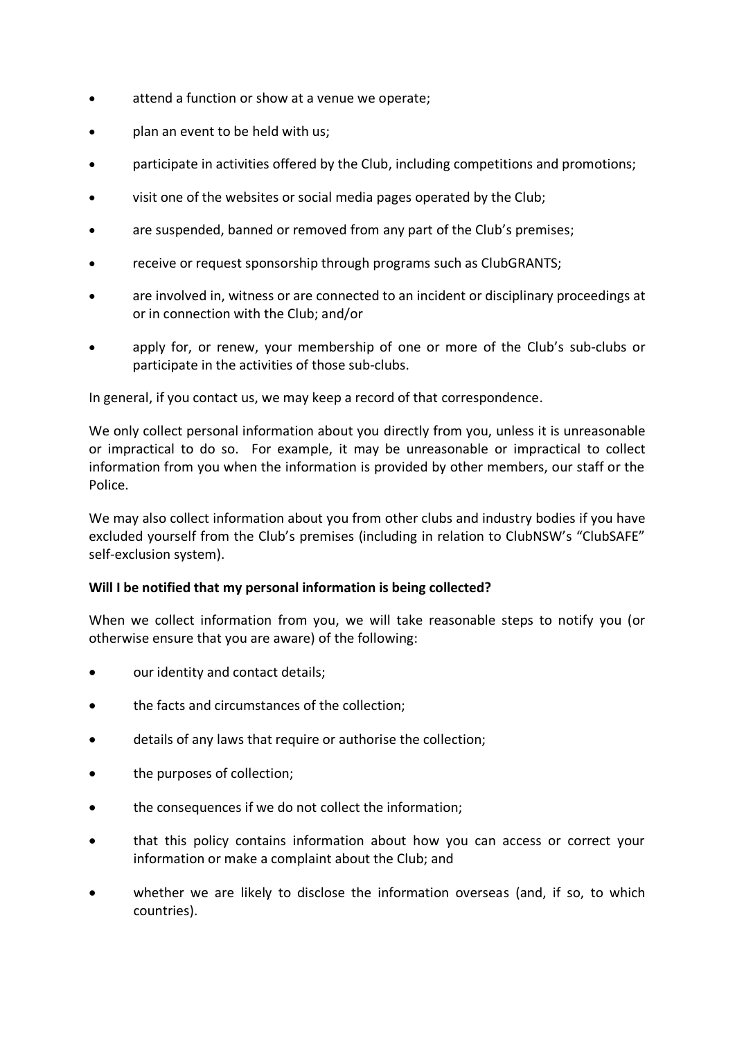- attend a function or show at a venue we operate;
- plan an event to be held with us;
- participate in activities offered by the Club, including competitions and promotions;
- visit one of the websites or social media pages operated by the Club;
- are suspended, banned or removed from any part of the Club's premises;
- receive or request sponsorship through programs such as ClubGRANTS;
- are involved in, witness or are connected to an incident or disciplinary proceedings at or in connection with the Club; and/or
- apply for, or renew, your membership of one or more of the Club's sub-clubs or participate in the activities of those sub-clubs.

In general, if you contact us, we may keep a record of that correspondence.

We only collect personal information about you directly from you, unless it is unreasonable or impractical to do so. For example, it may be unreasonable or impractical to collect information from you when the information is provided by other members, our staff or the Police.

We may also collect information about you from other clubs and industry bodies if you have excluded yourself from the Club's premises (including in relation to ClubNSW's "ClubSAFE" self-exclusion system).

**Will I be notified that my personal information is being collected?**

When we collect information from you, we will take reasonable steps to notify you (or otherwise ensure that you are aware) of the following:

- our identity and contact details;
- the facts and circumstances of the collection;
- details of any laws that require or authorise the collection;
- the purposes of collection;
- the consequences if we do not collect the information;
- that this policy contains information about how you can access or correct your information or make a complaint about the Club; and
- whether we are likely to disclose the information overseas (and, if so, to which countries).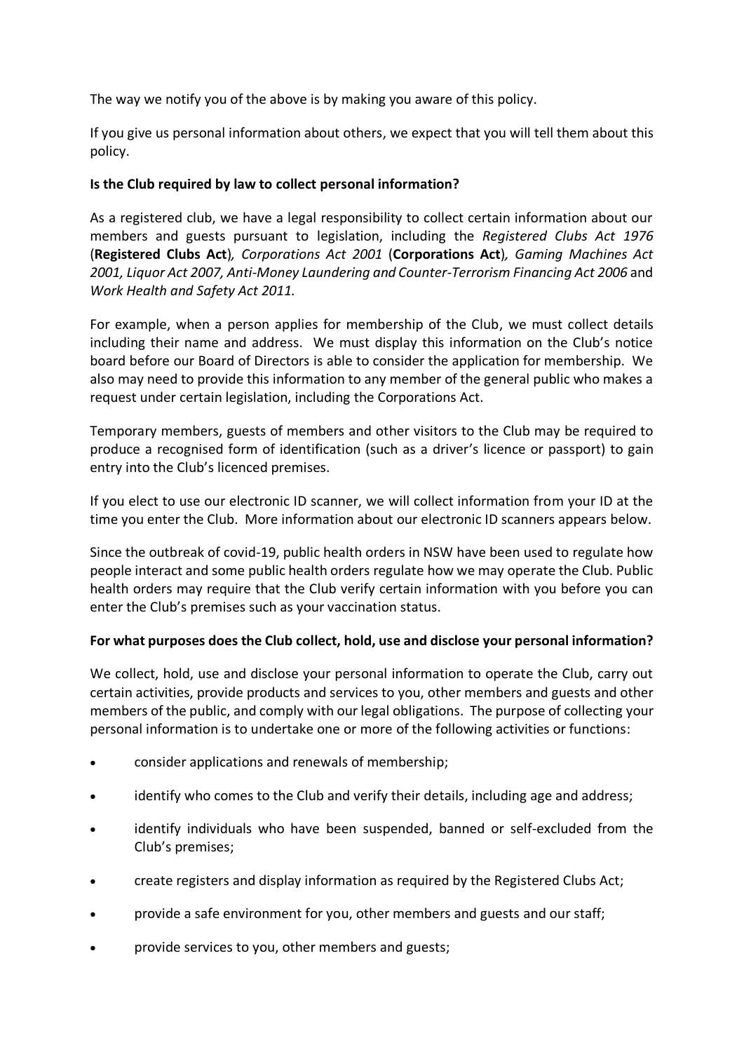The way we notify you of the above is by making you aware of this policy.

If you give us personal information about others, we expect that you will tell them about this policy.

**Is the Club required by law to collect personal information?**

As a registered club, we have a legal responsibility to collect certain information about our members and guests pursuant to legislation, including the *Registered Clubs Act 1976* (**Registered Clubs Act**)*, Corporations Act 2001* (**Corporations Act**)*, Gaming Machines Act 2001, Liquor Act 2007, Anti-Money Laundering and Counter-Terrorism Financing Act 2006* and *Work Health and Safety Act 2011.*

For example, when a person applies for membership of the Club, we must collect details including their name and address. We must display this information on the Club's notice board before our Board of Directors is able to consider the application for membership. We also may need to provide this information to any member of the general public who makes a request under certain legislation, including the Corporations Act.

Temporary members, guests of members and other visitors to the Club may be required to produce a recognised form of identification (such as a driver's licence or passport) to gain entry into the Club's licenced premises.

If you elect to use our electronic ID scanner, we will collect information from your ID at the time you enter the Club. More information about our electronic ID scanners appears below.

Since the outbreak of covid-19, public health orders in NSW have been used to regulate how people interact and some public health orders regulate how we may operate the Club. Public health orders may require that the Club verify certain information with you before you can enter the Club's premises such as your vaccination status.

**For what purposes does the Club collect, hold, use and disclose your personal information?**

We collect, hold, use and disclose your personal information to operate the Club, carry out certain activities, provide products and services to you, other members and guests and other members of the public, and comply with our legal obligations. The purpose of collecting your personal information is to undertake one or more of the following activities or functions:

- consider applications and renewals of membership;
- identify who comes to the Club and verify their details, including age and address;
- identify individuals who have been suspended, banned or self-excluded from the Club's premises;
- create registers and display information as required by the Registered Clubs Act;
- provide a safe environment for you, other members and guests and our staff;
- provide services to you, other members and guests;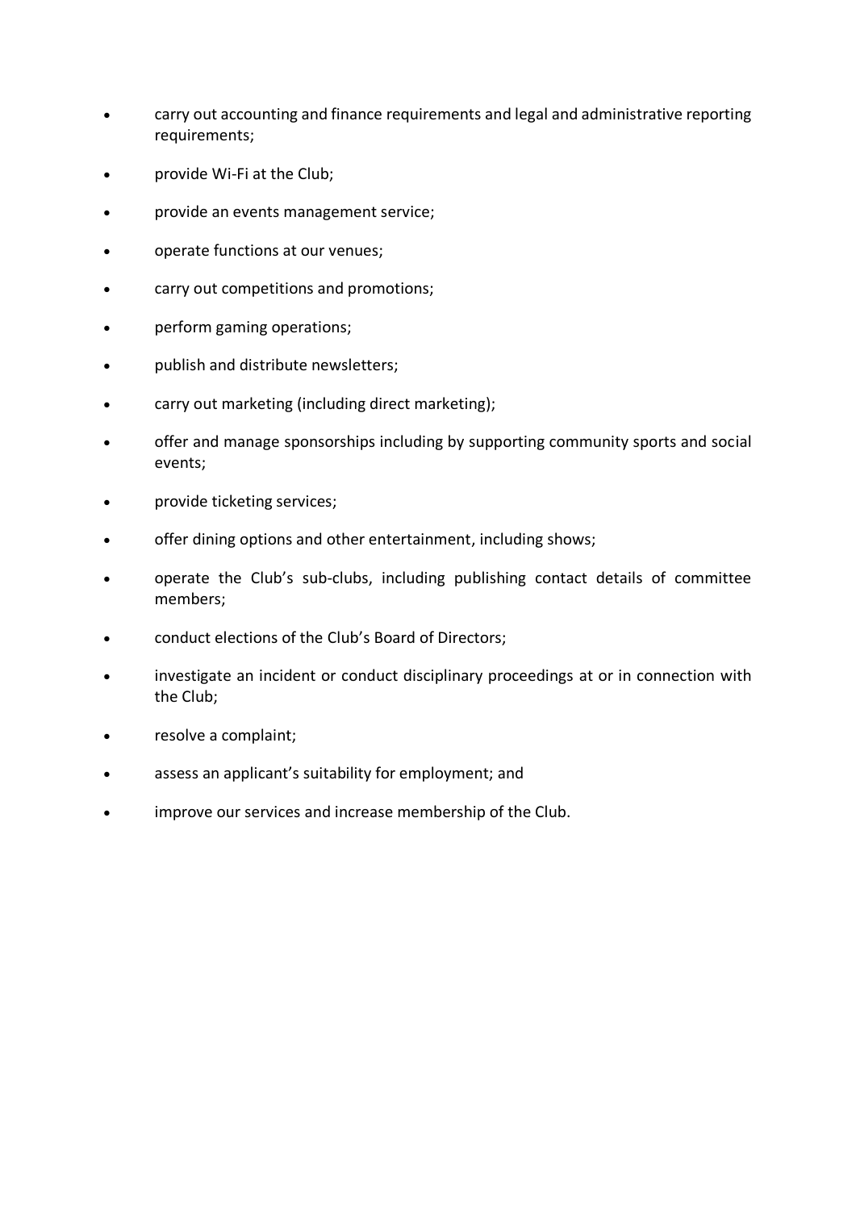- carry out accounting and finance requirements and legal and administrative reporting requirements;
- provide Wi-Fi at the Club;
- provide an events management service;
- operate functions at our venues;
- carry out competitions and promotions;
- perform gaming operations;
- publish and distribute newsletters;
- carry out marketing (including direct marketing);
- offer and manage sponsorships including by supporting community sports and social events;
- provide ticketing services;
- offer dining options and other entertainment, including shows;
- operate the Club's sub-clubs, including publishing contact details of committee members;
- conduct elections of the Club's Board of Directors;
- investigate an incident or conduct disciplinary proceedings at or in connection with the Club;
- resolve a complaint;
- assess an applicant's suitability for employment; and
- improve our services and increase membership of the Club.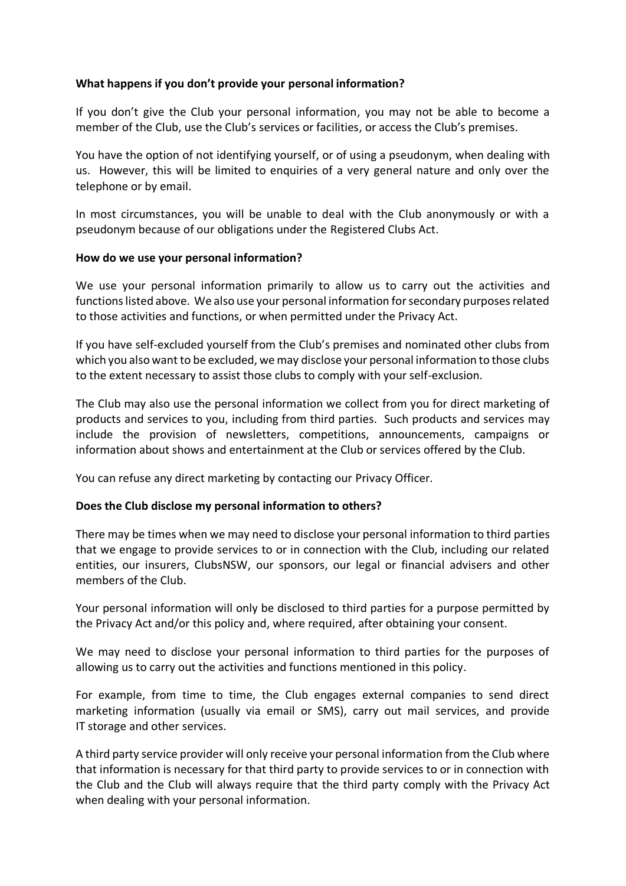**What happens if you don't provide your personal information?**

If you don't give the Club your personal information, you may not be able to become a member of the Club, use the Club's services or facilities, or access the Club's premises.

You have the option of not identifying yourself, or of using a pseudonym, when dealing with us. However, this will be limited to enquiries of a very general nature and only over the telephone or by email.

In most circumstances, you will be unable to deal with the Club anonymously or with a pseudonym because of our obligations under the Registered Clubs Act.

**How do we use your personal information?**

We use your personal information primarily to allow us to carry out the activities and functions listed above. We also use your personal information for secondary purposes related to those activities and functions, or when permitted under the Privacy Act.

If you have self-excluded yourself from the Club's premises and nominated other clubs from which you also want to be excluded, we may disclose your personal information to those clubs to the extent necessary to assist those clubs to comply with your self-exclusion.

The Club may also use the personal information we collect from you for direct marketing of products and services to you, including from third parties. Such products and services may include the provision of newsletters, competitions, announcements, campaigns or information about shows and entertainment at the Club or services offered by the Club.

You can refuse any direct marketing by contacting our Privacy Officer.

**Does the Club disclose my personal information to others?**

There may be times when we may need to disclose your personal information to third parties that we engage to provide services to or in connection with the Club, including our related entities, our insurers, ClubsNSW, our sponsors, our legal or financial advisers and other members of the Club.

Your personal information will only be disclosed to third parties for a purpose permitted by the Privacy Act and/or this policy and, where required, after obtaining your consent.

We may need to disclose your personal information to third parties for the purposes of allowing us to carry out the activities and functions mentioned in this policy.

For example, from time to time, the Club engages external companies to send direct marketing information (usually via email or SMS), carry out mail services, and provide IT storage and other services.

A third party service provider will only receive your personal information from the Club where that information is necessary for that third party to provide services to or in connection with the Club and the Club will always require that the third party comply with the Privacy Act when dealing with your personal information.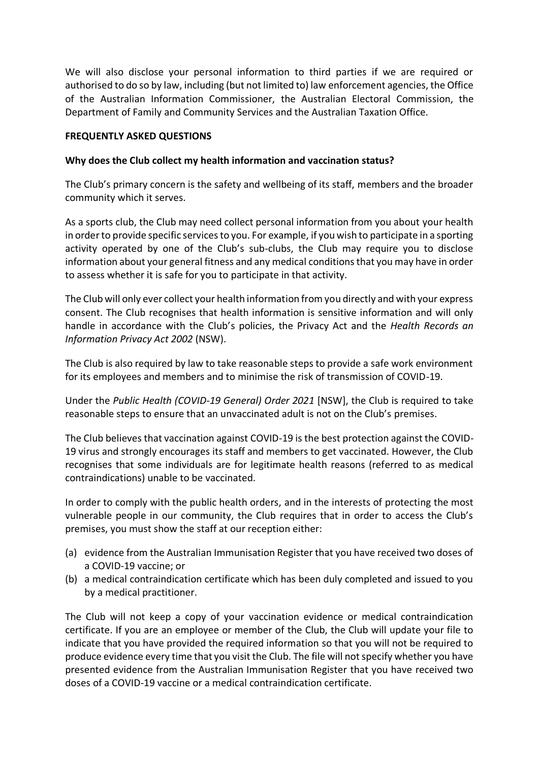We will also disclose your personal information to third parties if we are required or authorised to do so by law, including (but not limited to) law enforcement agencies, the Office of the Australian Information Commissioner, the Australian Electoral Commission, the Department of Family and Community Services and the Australian Taxation Office.

**FREQUENTLY ASKED QUESTIONS**

**Why does the Club collect my health information and vaccination status?**

The Club's primary concern is the safety and wellbeing of its staff, members and the broader community which it serves.

As a sports club, the Club may need collect personal information from you about your health in order to provide specific services to you. For example, if you wish to participate in a sporting activity operated by one of the Club's sub-clubs, the Club may require you to disclose information about your general fitness and any medical conditions that you may have in order to assess whether it is safe for you to participate in that activity.

The Club will only ever collect your health information from you directly and with your express consent. The Club recognises that health information is sensitive information and will only handle in accordance with the Club's policies, the Privacy Act and the *Health Records an Information Privacy Act 2002* (NSW).

The Club is also required by law to take reasonable steps to provide a safe work environment for its employees and members and to minimise the risk of transmission of COVID-19.

Under the *Public Health (COVID-19 General) Order 2021* [NSW], the Club is required to take reasonable steps to ensure that an unvaccinated adult is not on the Club's premises.

The Club believes that vaccination against COVID-19 is the best protection against the COVID-19 virus and strongly encourages its staff and members to get vaccinated. However, the Club recognises that some individuals are for legitimate health reasons (referred to as medical contraindications) unable to be vaccinated.

In order to comply with the public health orders, and in the interests of protecting the most vulnerable people in our community, the Club requires that in order to access the Club's premises, you must show the staff at our reception either:

(a) evidence from the Australian Immunisation Register that you have received two doses of a COVID-19 vaccine; or
(b) a medical contraindication certificate which has been duly completed and issued to you by a medical practitioner.

The Club will not keep a copy of your vaccination evidence or medical contraindication certificate. If you are an employee or member of the Club, the Club will update your file to indicate that you have provided the required information so that you will not be required to produce evidence every time that you visit the Club. The file will not specify whether you have presented evidence from the Australian Immunisation Register that you have received two doses of a COVID-19 vaccine or a medical contraindication certificate.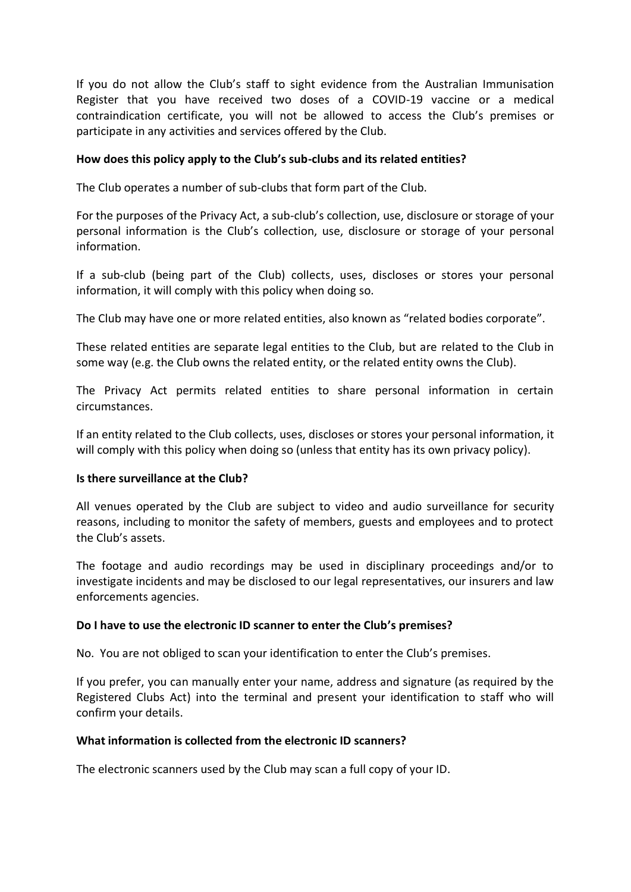If you do not allow the Club's staff to sight evidence from the Australian Immunisation Register that you have received two doses of a COVID-19 vaccine or a medical contraindication certificate, you will not be allowed to access the Club's premises or participate in any activities and services offered by the Club.

**How does this policy apply to the Club's sub-clubs and its related entities?**

The Club operates a number of sub-clubs that form part of the Club.

For the purposes of the Privacy Act, a sub-club's collection, use, disclosure or storage of your personal information is the Club's collection, use, disclosure or storage of your personal information.

If a sub-club (being part of the Club) collects, uses, discloses or stores your personal information, it will comply with this policy when doing so.

The Club may have one or more related entities, also known as "related bodies corporate".

These related entities are separate legal entities to the Club, but are related to the Club in some way (e.g. the Club owns the related entity, or the related entity owns the Club).

The Privacy Act permits related entities to share personal information in certain circumstances.

If an entity related to the Club collects, uses, discloses or stores your personal information, it will comply with this policy when doing so (unless that entity has its own privacy policy).

**Is there surveillance at the Club?**

All venues operated by the Club are subject to video and audio surveillance for security reasons, including to monitor the safety of members, guests and employees and to protect the Club's assets.

The footage and audio recordings may be used in disciplinary proceedings and/or to investigate incidents and may be disclosed to our legal representatives, our insurers and law enforcements agencies.

**Do I have to use the electronic ID scanner to enter the Club's premises?**

No. You are not obliged to scan your identification to enter the Club's premises.

If you prefer, you can manually enter your name, address and signature (as required by the Registered Clubs Act) into the terminal and present your identification to staff who will confirm your details.

**What information is collected from the electronic ID scanners?**

The electronic scanners used by the Club may scan a full copy of your ID.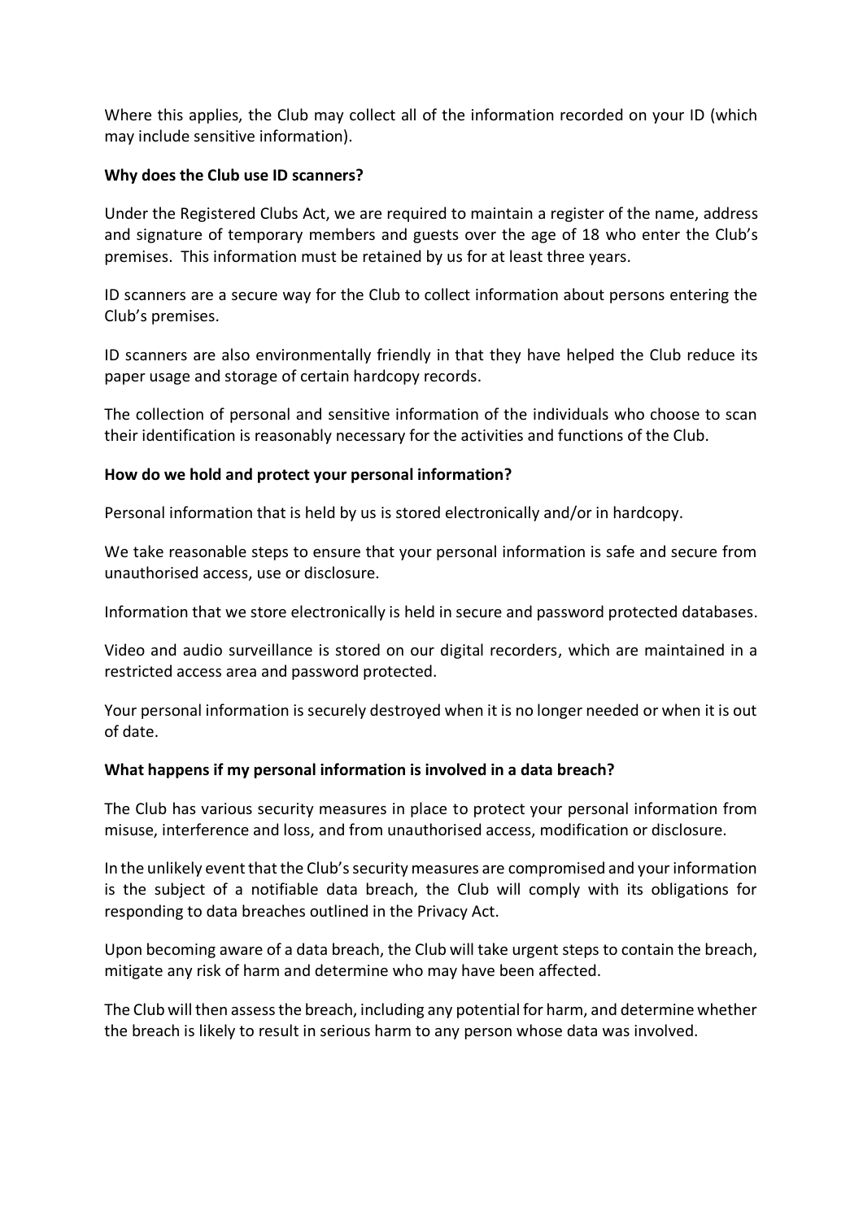Where this applies, the Club may collect all of the information recorded on your ID (which may include sensitive information).

**Why does the Club use ID scanners?**

Under the Registered Clubs Act, we are required to maintain a register of the name, address and signature of temporary members and guests over the age of 18 who enter the Club's premises. This information must be retained by us for at least three years.

ID scanners are a secure way for the Club to collect information about persons entering the Club's premises.

ID scanners are also environmentally friendly in that they have helped the Club reduce its paper usage and storage of certain hardcopy records.

The collection of personal and sensitive information of the individuals who choose to scan their identification is reasonably necessary for the activities and functions of the Club.

**How do we hold and protect your personal information?**

Personal information that is held by us is stored electronically and/or in hardcopy.

We take reasonable steps to ensure that your personal information is safe and secure from unauthorised access, use or disclosure.

Information that we store electronically is held in secure and password protected databases.

Video and audio surveillance is stored on our digital recorders, which are maintained in a restricted access area and password protected.

Your personal information is securely destroyed when it is no longer needed or when it is out of date.

**What happens if my personal information is involved in a data breach?**

The Club has various security measures in place to protect your personal information from misuse, interference and loss, and from unauthorised access, modification or disclosure.

In the unlikely event that the Club's security measures are compromised and your information is the subject of a notifiable data breach, the Club will comply with its obligations for responding to data breaches outlined in the Privacy Act.

Upon becoming aware of a data breach, the Club will take urgent steps to contain the breach, mitigate any risk of harm and determine who may have been affected.

The Club will then assess the breach, including any potential for harm, and determine whether the breach is likely to result in serious harm to any person whose data was involved.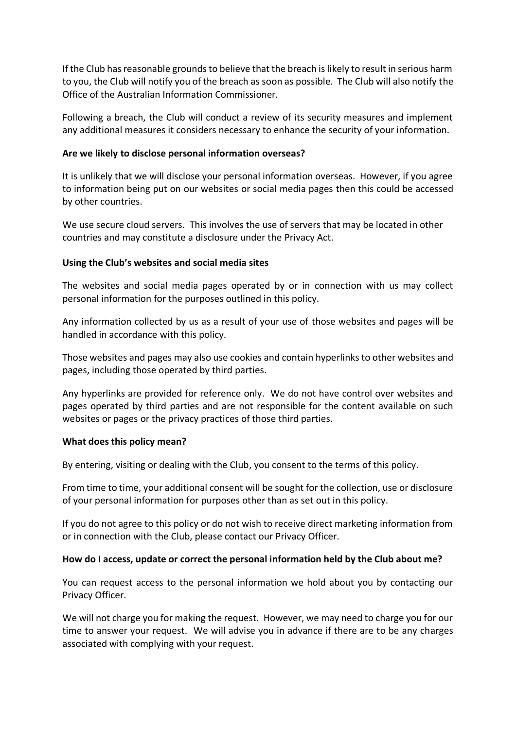If the Club has reasonable grounds to believe that the breach is likely to result in serious harm to you, the Club will notify you of the breach as soon as possible. The Club will also notify the Office of the Australian Information Commissioner.

Following a breach, the Club will conduct a review of its security measures and implement any additional measures it considers necessary to enhance the security of your information.

**Are we likely to disclose personal information overseas?**

It is unlikely that we will disclose your personal information overseas. However, if you agree to information being put on our websites or social media pages then this could be accessed by other countries.

We use secure cloud servers. This involves the use of servers that may be located in other countries and may constitute a disclosure under the Privacy Act.

**Using the Club's websites and social media sites**

The websites and social media pages operated by or in connection with us may collect personal information for the purposes outlined in this policy.

Any information collected by us as a result of your use of those websites and pages will be handled in accordance with this policy.

Those websites and pages may also use cookies and contain hyperlinks to other websites and pages, including those operated by third parties.

Any hyperlinks are provided for reference only. We do not have control over websites and pages operated by third parties and are not responsible for the content available on such websites or pages or the privacy practices of those third parties.

**What does this policy mean?**

By entering, visiting or dealing with the Club, you consent to the terms of this policy.

From time to time, your additional consent will be sought for the collection, use or disclosure of your personal information for purposes other than as set out in this policy.

If you do not agree to this policy or do not wish to receive direct marketing information from or in connection with the Club, please contact our Privacy Officer.

**How do I access, update or correct the personal information held by the Club about me?**

You can request access to the personal information we hold about you by contacting our Privacy Officer.

We will not charge you for making the request. However, we may need to charge you for our time to answer your request. We will advise you in advance if there are to be any charges associated with complying with your request.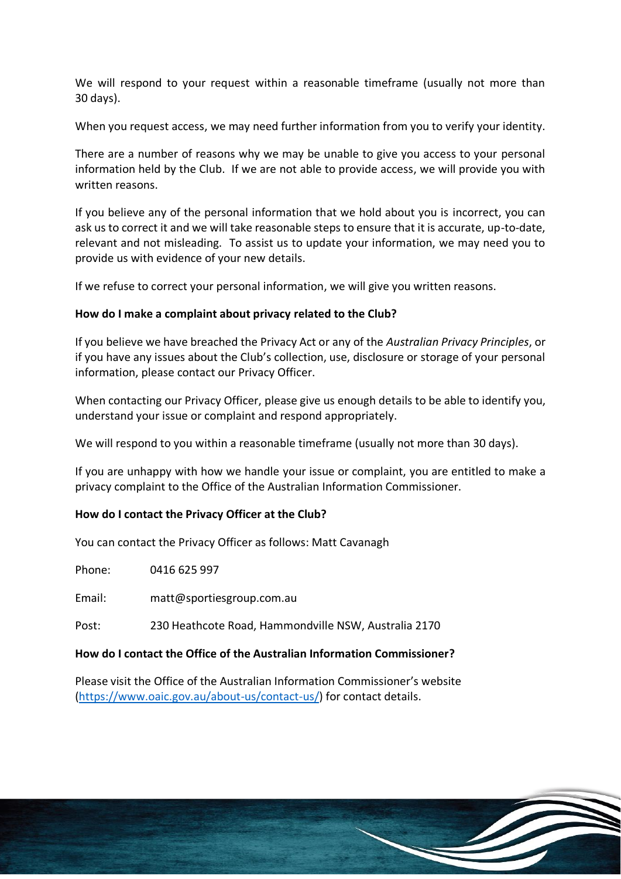We will respond to your request within a reasonable timeframe (usually not more than 30 days).

When you request access, we may need further information from you to verify your identity.

There are a number of reasons why we may be unable to give you access to your personal information held by the Club. If we are not able to provide access, we will provide you with written reasons.

If you believe any of the personal information that we hold about you is incorrect, you can ask us to correct it and we will take reasonable steps to ensure that it is accurate, up-to-date, relevant and not misleading. To assist us to update your information, we may need you to provide us with evidence of your new details.

If we refuse to correct your personal information, we will give you written reasons.

**How do I make a complaint about privacy related to the Club?**

If you believe we have breached the Privacy Act or any of the *Australian Privacy Principles*, or if you have any issues about the Club's collection, use, disclosure or storage of your personal information, please contact our Privacy Officer.

When contacting our Privacy Officer, please give us enough details to be able to identify you, understand your issue or complaint and respond appropriately.

We will respond to you within a reasonable timeframe (usually not more than 30 days).

If you are unhappy with how we handle your issue or complaint, you are entitled to make a privacy complaint to the Office of the Australian Information Commissioner.

**How do I contact the Privacy Officer at the Club?**

You can contact the Privacy Officer as follows: Matt Cavanagh

Phone: 0416 625 997

Email: matt@sportiesgroup.com.au

Post: 230 Heathcote Road, Hammondville NSW, Australia 2170

**How do I contact the Office of the Australian Information Commissioner?**

Please visit the Office of the Australian Information Commissioner's website (https://www.oaic.gov.au/about-us/contact-us/) for contact details.